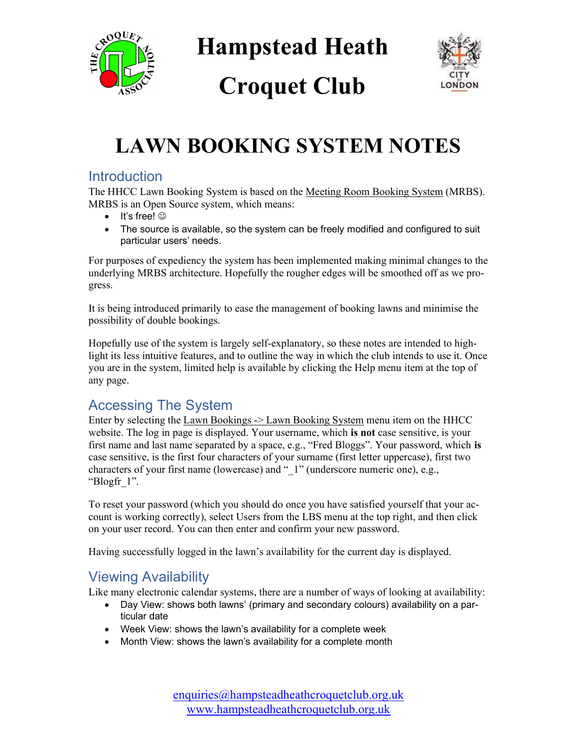# Hampstead Heath Croquet Club

# LAWN BOOKING SYSTEM NOTES

## Introduction

The HHCC Lawn Booking System is based on the Meeting Room Booking System (MRBS). MRBS is an Open Source system, which means:

- It's free! ☺
- The source is available, so the system can be freely modified and configured to suit particular users' needs.

For purposes of expediency the system has been implemented making minimal changes to the underlying MRBS architecture. Hopefully the rougher edges will be smoothed off as we progress.

It is being introduced primarily to ease the management of booking lawns and minimise the possibility of double bookings.

Hopefully use of the system is largely self-explanatory, so these notes are intended to highlight its less intuitive features, and to outline the way in which the club intends to use it. Once you are in the system, limited help is available by clicking the Help menu item at the top of any page.

## Accessing The System

Enter by selecting the Lawn Bookings -> Lawn Booking System menu item on the HHCC website. The log in page is displayed. Your username, which **is not** case sensitive, is your first name and last name separated by a space, e.g., "Fred Bloggs". Your password, which **is** case sensitive, is the first four characters of your surname (first letter uppercase), first two characters of your first name (lowercase) and "_1" (underscore numeric one), e.g., "Blogfr_1".

To reset your password (which you should do once you have satisfied yourself that your account is working correctly), select Users from the LBS menu at the top right, and then click on your user record. You can then enter and confirm your new password.

Having successfully logged in the lawn's availability for the current day is displayed.

## Viewing Availability

Like many electronic calendar systems, there are a number of ways of looking at availability:

- Day View: shows both lawns' (primary and secondary colours) availability on a particular date
- Week View: shows the lawn's availability for a complete week
- Month View: shows the lawn's availability for a complete month

enquiries@hampsteadheathcroquetclub.org.uk
www.hampsteadheathcroquetclub.org.uk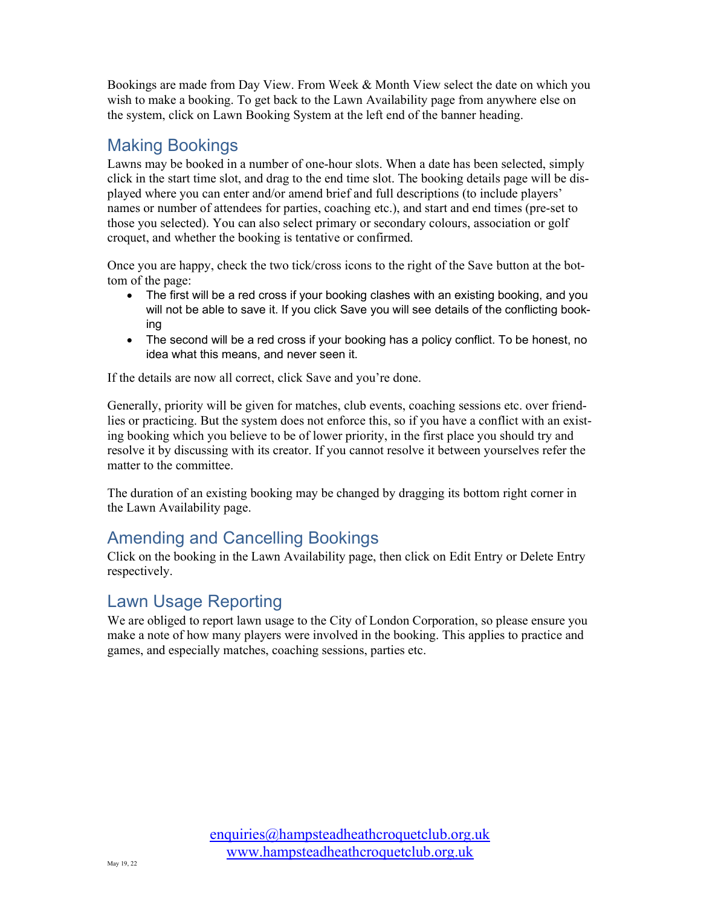Bookings are made from Day View. From Week & Month View select the date on which you wish to make a booking. To get back to the Lawn Availability page from anywhere else on the system, click on Lawn Booking System at the left end of the banner heading.

## Making Bookings

Lawns may be booked in a number of one-hour slots. When a date has been selected, simply click in the start time slot, and drag to the end time slot. The booking details page will be displayed where you can enter and/or amend brief and full descriptions (to include players' names or number of attendees for parties, coaching etc.), and start and end times (pre-set to those you selected). You can also select primary or secondary colours, association or golf croquet, and whether the booking is tentative or confirmed.

Once you are happy, check the two tick/cross icons to the right of the Save button at the bottom of the page:

- The first will be a red cross if your booking clashes with an existing booking, and you will not be able to save it. If you click Save you will see details of the conflicting booking
- The second will be a red cross if your booking has a policy conflict. To be honest, no idea what this means, and never seen it.

If the details are now all correct, click Save and you're done.

Generally, priority will be given for matches, club events, coaching sessions etc. over friendlies or practicing. But the system does not enforce this, so if you have a conflict with an existing booking which you believe to be of lower priority, in the first place you should try and resolve it by discussing with its creator. If you cannot resolve it between yourselves refer the matter to the committee.

The duration of an existing booking may be changed by dragging its bottom right corner in the Lawn Availability page.

## Amending and Cancelling Bookings

Click on the booking in the Lawn Availability page, then click on Edit Entry or Delete Entry respectively.

## Lawn Usage Reporting

We are obliged to report lawn usage to the City of London Corporation, so please ensure you make a note of how many players were involved in the booking. This applies to practice and games, and especially matches, coaching sessions, parties etc.

enquiries@hampsteadheathcroquetclub.org.uk
www.hampsteadheathcroquetclub.org.uk

May 19, 22